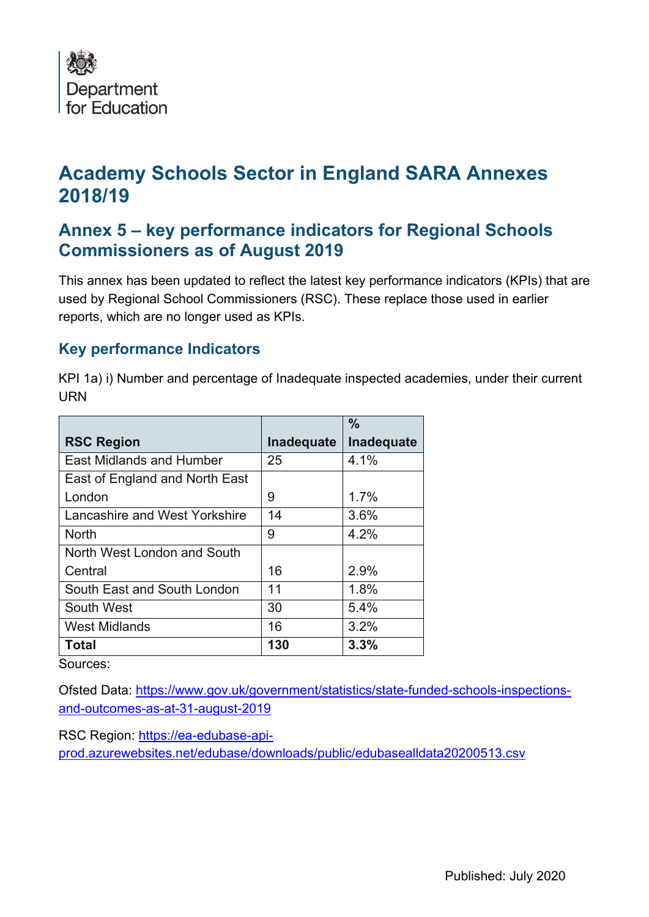Department for Education

# Academy Schools Sector in England SARA Annexes 2018/19

## Annex 5 – key performance indicators for Regional Schools Commissioners as of August 2019

This annex has been updated to reflect the latest key performance indicators (KPIs) that are used by Regional School Commissioners (RSC). These replace those used in earlier reports, which are no longer used as KPIs.

### Key performance Indicators

KPI 1a) i) Number and percentage of Inadequate inspected academies, under their current URN

| RSC Region | Inadequate | % Inadequate |
|---|---|---|
| East Midlands and Humber | 25 | 4.1% |
| East of England and North East London | 9 | 1.7% |
| Lancashire and West Yorkshire | 14 | 3.6% |
| North | 9 | 4.2% |
| North West London and South Central | 16 | 2.9% |
| South East and South London | 11 | 1.8% |
| South West | 30 | 5.4% |
| West Midlands | 16 | 3.2% |
| **Total** | **130** | **3.3%** |

Sources:

Ofsted Data: https://www.gov.uk/government/statistics/state-funded-schools-inspections-and-outcomes-as-at-31-august-2019

RSC Region: https://ea-edubase-api-prod.azurewebsites.net/edubase/downloads/public/edubasealldata20200513.csv

Published: July 2020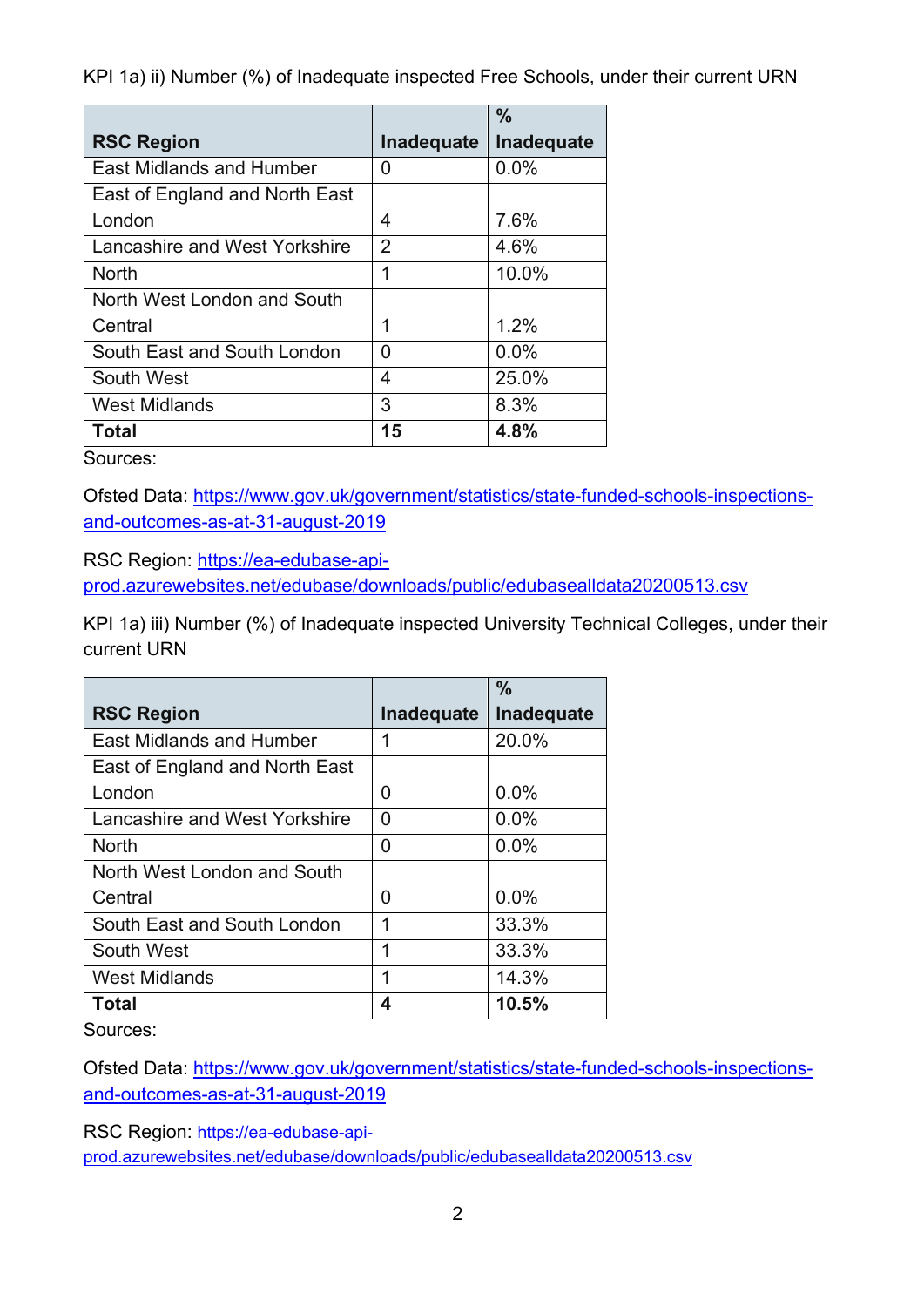KPI 1a) ii) Number (%) of Inadequate inspected Free Schools, under their current URN

| RSC Region | Inadequate | % Inadequate |
|---|---|---|
| East Midlands and Humber | 0 | 0.0% |
| East of England and North East London | 4 | 7.6% |
| Lancashire and West Yorkshire | 2 | 4.6% |
| North | 1 | 10.0% |
| North West London and South Central | 1 | 1.2% |
| South East and South London | 0 | 0.0% |
| South West | 4 | 25.0% |
| West Midlands | 3 | 8.3% |
| **Total** | **15** | **4.8%** |

Sources:

Ofsted Data: https://www.gov.uk/government/statistics/state-funded-schools-inspections-and-outcomes-as-at-31-august-2019

RSC Region: https://ea-edubase-api-prod.azurewebsites.net/edubase/downloads/public/edubasealldata20200513.csv

KPI 1a) iii) Number (%) of Inadequate inspected University Technical Colleges, under their current URN

| RSC Region | Inadequate | % Inadequate |
|---|---|---|
| East Midlands and Humber | 1 | 20.0% |
| East of England and North East London | 0 | 0.0% |
| Lancashire and West Yorkshire | 0 | 0.0% |
| North | 0 | 0.0% |
| North West London and South Central | 0 | 0.0% |
| South East and South London | 1 | 33.3% |
| South West | 1 | 33.3% |
| West Midlands | 1 | 14.3% |
| **Total** | **4** | **10.5%** |

Sources:

Ofsted Data: https://www.gov.uk/government/statistics/state-funded-schools-inspections-and-outcomes-as-at-31-august-2019

RSC Region: https://ea-edubase-api-prod.azurewebsites.net/edubase/downloads/public/edubasealldata20200513.csv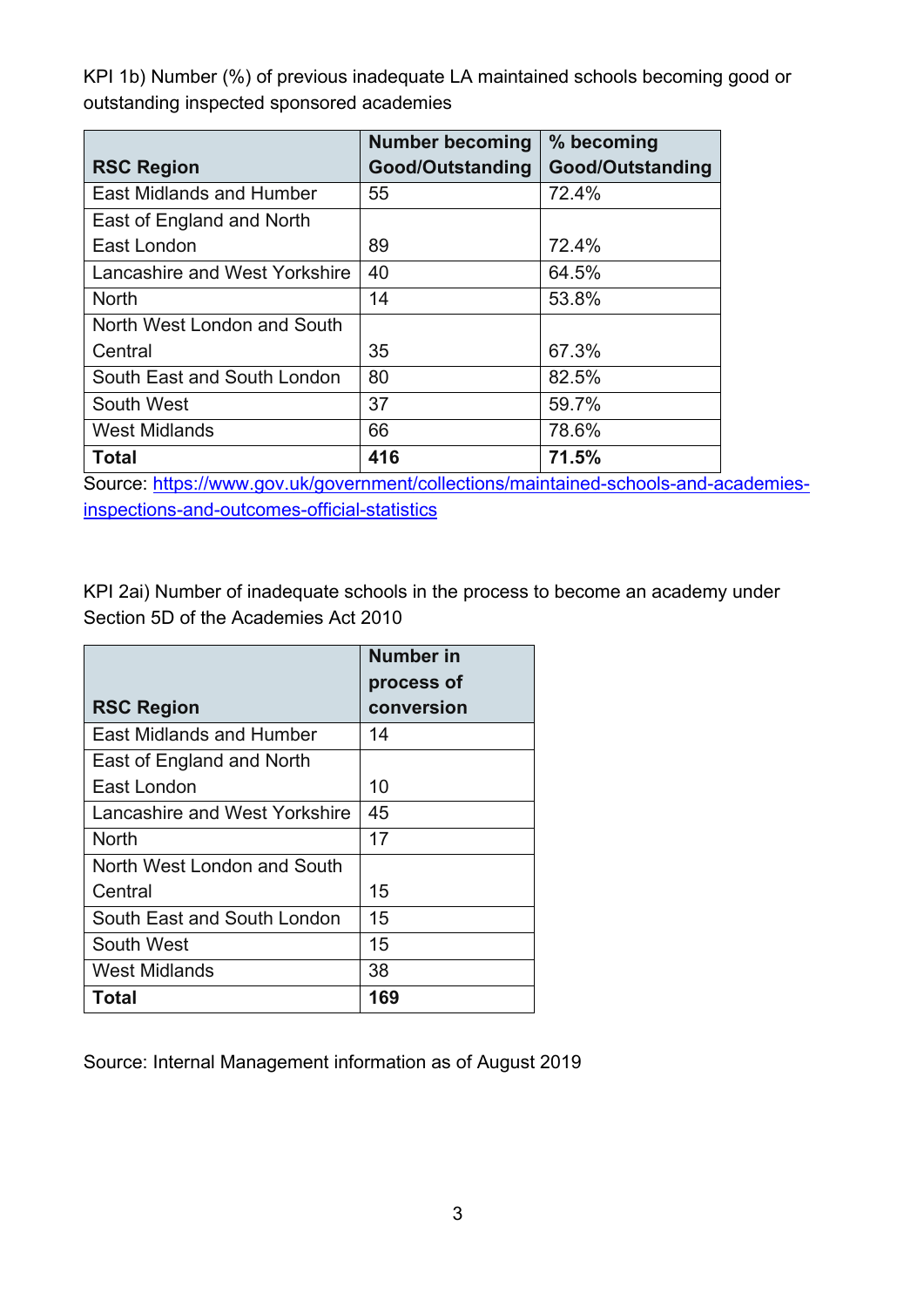KPI 1b) Number (%) of previous inadequate LA maintained schools becoming good or outstanding inspected sponsored academies

| RSC Region | Number becoming Good/Outstanding | % becoming Good/Outstanding |
|---|---|---|
| East Midlands and Humber | 55 | 72.4% |
| East of England and North East London | 89 | 72.4% |
| Lancashire and West Yorkshire | 40 | 64.5% |
| North | 14 | 53.8% |
| North West London and South Central | 35 | 67.3% |
| South East and South London | 80 | 82.5% |
| South West | 37 | 59.7% |
| West Midlands | 66 | 78.6% |
| **Total** | **416** | **71.5%** |

Source: [https://www.gov.uk/government/collections/maintained-schools-and-academies-inspections-and-outcomes-official-statistics](https://www.gov.uk/government/collections/maintained-schools-and-academies-inspections-and-outcomes-official-statistics)

KPI 2ai) Number of inadequate schools in the process to become an academy under Section 5D of the Academies Act 2010

| RSC Region | Number in process of conversion |
|---|---|
| East Midlands and Humber | 14 |
| East of England and North East London | 10 |
| Lancashire and West Yorkshire | 45 |
| North | 17 |
| North West London and South Central | 15 |
| South East and South London | 15 |
| South West | 15 |
| West Midlands | 38 |
| **Total** | **169** |

Source: Internal Management information as of August 2019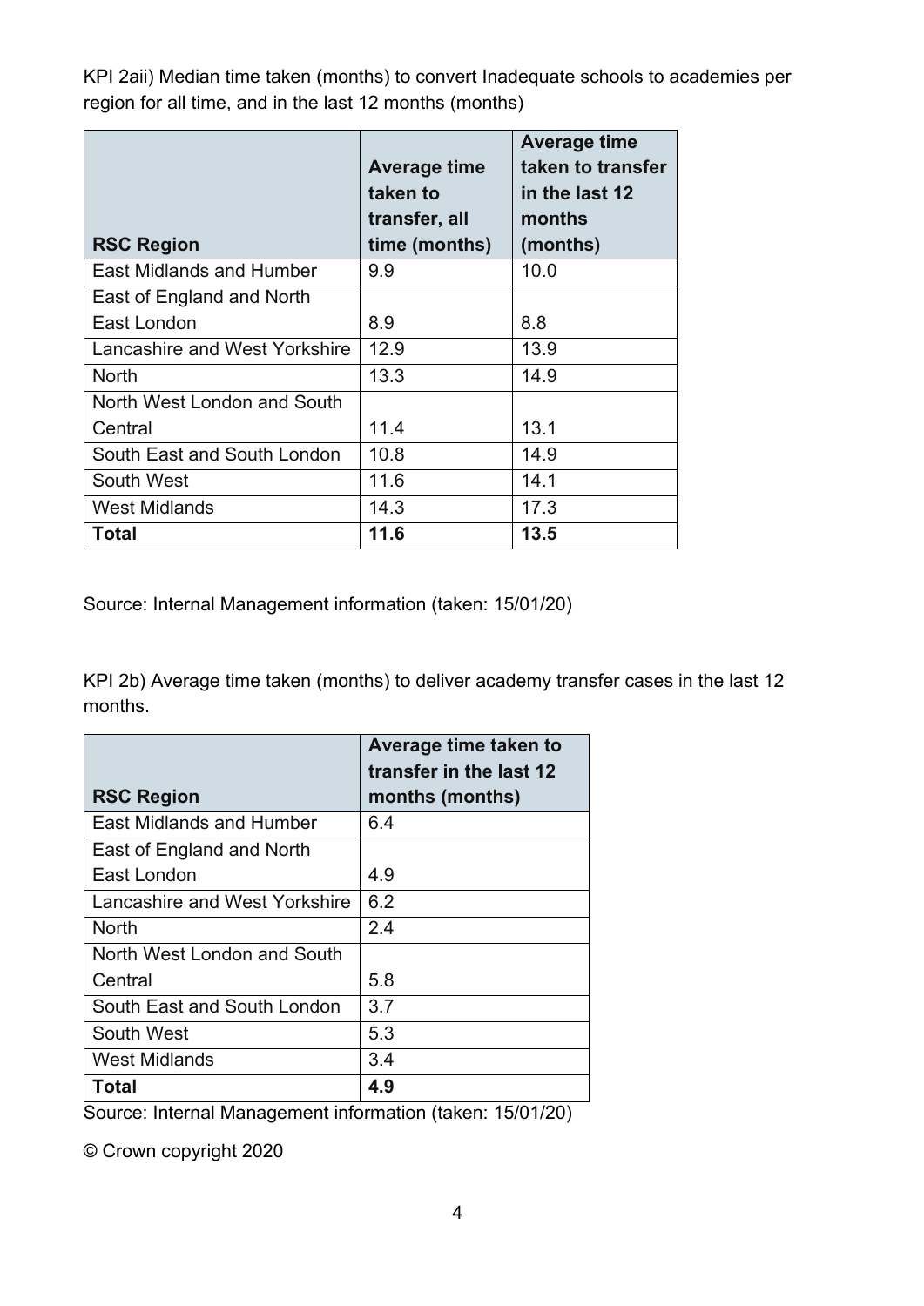KPI 2aii) Median time taken (months) to convert Inadequate schools to academies per region for all time, and in the last 12 months (months)

| RSC Region | Average time taken to transfer, all time (months) | Average time taken to transfer in the last 12 months (months) |
|---|---|---|
| East Midlands and Humber | 9.9 | 10.0 |
| East of England and North East London | 8.9 | 8.8 |
| Lancashire and West Yorkshire | 12.9 | 13.9 |
| North | 13.3 | 14.9 |
| North West London and South Central | 11.4 | 13.1 |
| South East and South London | 10.8 | 14.9 |
| South West | 11.6 | 14.1 |
| West Midlands | 14.3 | 17.3 |
| **Total** | **11.6** | **13.5** |

Source: Internal Management information (taken: 15/01/20)

KPI 2b) Average time taken (months) to deliver academy transfer cases in the last 12 months.

| RSC Region | Average time taken to transfer in the last 12 months (months) |
|---|---|
| East Midlands and Humber | 6.4 |
| East of England and North East London | 4.9 |
| Lancashire and West Yorkshire | 6.2 |
| North | 2.4 |
| North West London and South Central | 5.8 |
| South East and South London | 3.7 |
| South West | 5.3 |
| West Midlands | 3.4 |
| **Total** | **4.9** |

Source: Internal Management information (taken: 15/01/20)

© Crown copyright 2020